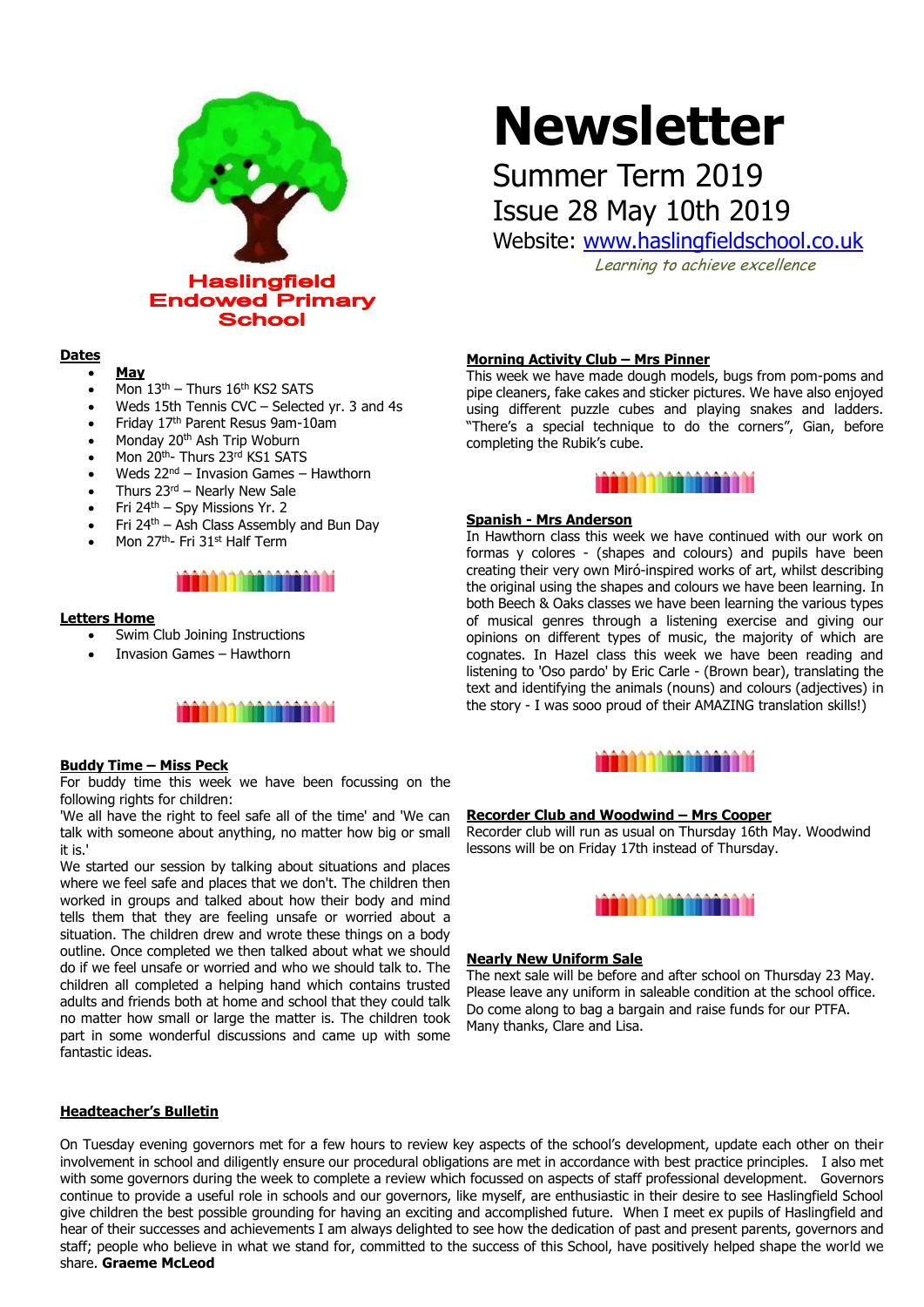# Newsletter

## Summer Term 2019

## Issue 28 May 10th 2019

Website: [www.haslingfieldschool.co.uk](http://www.haslingfieldschool.co.uk)

*Learning to achieve excellence*

**Haslingfield Endowed Primary School**

### Dates

- **May**
- Mon 13th – Thurs 16th KS2 SATS
- Weds 15th Tennis CVC – Selected yr. 3 and 4s
- Friday 17th Parent Resus 9am-10am
- Monday 20th Ash Trip Woburn
- Mon 20th- Thurs 23rd KS1 SATS
- Weds 22nd – Invasion Games – Hawthorn
- Thurs 23rd – Nearly New Sale
- Fri 24th – Spy Missions Yr. 2
- Fri 24th – Ash Class Assembly and Bun Day
- Mon 27th- Fri 31st Half Term

### Letters Home

- Swim Club Joining Instructions
- Invasion Games – Hawthorn

### Buddy Time – Miss Peck

For buddy time this week we have been focussing on the following rights for children:

'We all have the right to feel safe all of the time' and 'We can talk with someone about anything, no matter how big or small it is.'

We started our session by talking about situations and places where we feel safe and places that we don't. The children then worked in groups and talked about how their body and mind tells them that they are feeling unsafe or worried about a situation. The children drew and wrote these things on a body outline. Once completed we then talked about what we should do if we feel unsafe or worried and who we should talk to. The children all completed a helping hand which contains trusted adults and friends both at home and school that they could talk no matter how small or large the matter is. The children took part in some wonderful discussions and came up with some fantastic ideas.

### Morning Activity Club – Mrs Pinner

This week we have made dough models, bugs from pom-poms and pipe cleaners, fake cakes and sticker pictures. We have also enjoyed using different puzzle cubes and playing snakes and ladders. "There's a special technique to do the corners", Gian, before completing the Rubik's cube.

### Spanish - Mrs Anderson

In Hawthorn class this week we have continued with our work on formas y colores - (shapes and colours) and pupils have been creating their very own Miró-inspired works of art, whilst describing the original using the shapes and colours we have been learning. In both Beech & Oaks classes we have been learning the various types of musical genres through a listening exercise and giving our opinions on different types of music, the majority of which are cognates. In Hazel class this week we have been reading and listening to 'Oso pardo' by Eric Carle - (Brown bear), translating the text and identifying the animals (nouns) and colours (adjectives) in the story - I was sooo proud of their AMAZING translation skills!)

### Recorder Club and Woodwind – Mrs Cooper

Recorder club will run as usual on Thursday 16th May. Woodwind lessons will be on Friday 17th instead of Thursday.

### Nearly New Uniform Sale

The next sale will be before and after school on Thursday 23 May. Please leave any uniform in saleable condition at the school office. Do come along to bag a bargain and raise funds for our PTFA. Many thanks, Clare and Lisa.

### Headteacher's Bulletin

On Tuesday evening governors met for a few hours to review key aspects of the school's development, update each other on their involvement in school and diligently ensure our procedural obligations are met in accordance with best practice principles. I also met with some governors during the week to complete a review which focussed on aspects of staff professional development. Governors continue to provide a useful role in schools and our governors, like myself, are enthusiastic in their desire to see Haslingfield School give children the best possible grounding for having an exciting and accomplished future. When I meet ex pupils of Haslingfield and hear of their successes and achievements I am always delighted to see how the dedication of past and present parents, governors and staff; people who believe in what we stand for, committed to the success of this School, have positively helped shape the world we share. **Graeme McLeod**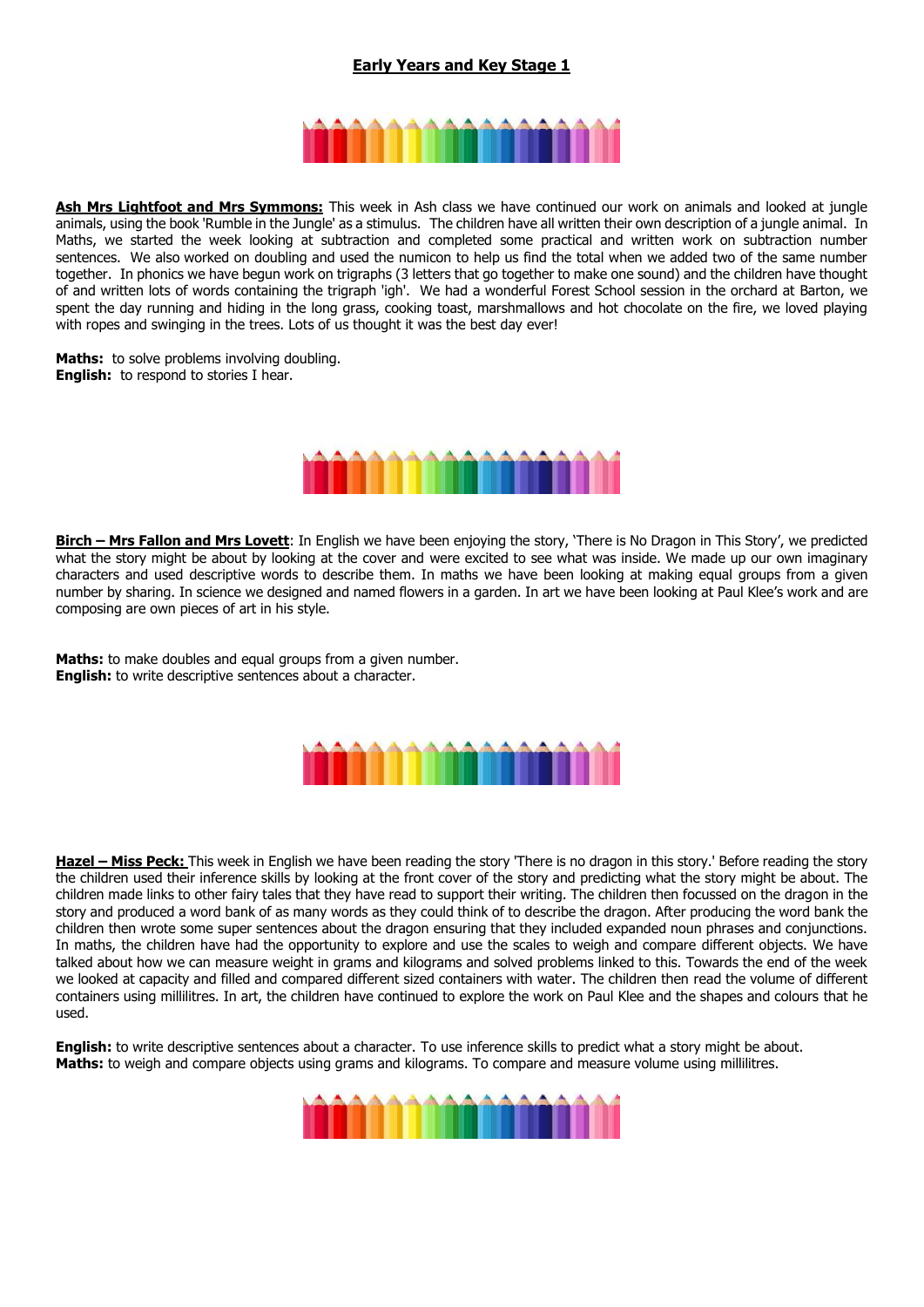## Early Years and Key Stage 1

**Ash Mrs Lightfoot and Mrs Symmons:** This week in Ash class we have continued our work on animals and looked at jungle animals, using the book 'Rumble in the Jungle' as a stimulus. The children have all written their own description of a jungle animal. In Maths, we started the week looking at subtraction and completed some practical and written work on subtraction number sentences. We also worked on doubling and used the numicon to help us find the total when we added two of the same number together. In phonics we have begun work on trigraphs (3 letters that go together to make one sound) and the children have thought of and written lots of words containing the trigraph 'igh'. We had a wonderful Forest School session in the orchard at Barton, we spent the day running and hiding in the long grass, cooking toast, marshmallows and hot chocolate on the fire, we loved playing with ropes and swinging in the trees. Lots of us thought it was the best day ever!

**Maths:** to solve problems involving doubling.
**English:** to respond to stories I hear.

**Birch – Mrs Fallon and Mrs Lovett**: In English we have been enjoying the story, 'There is No Dragon in This Story', we predicted what the story might be about by looking at the cover and were excited to see what was inside. We made up our own imaginary characters and used descriptive words to describe them. In maths we have been looking at making equal groups from a given number by sharing. In science we designed and named flowers in a garden. In art we have been looking at Paul Klee's work and are composing are own pieces of art in his style.

**Maths:** to make doubles and equal groups from a given number.
**English:** to write descriptive sentences about a character.

**Hazel – Miss Peck:** This week in English we have been reading the story 'There is no dragon in this story.' Before reading the story the children used their inference skills by looking at the front cover of the story and predicting what the story might be about. The children made links to other fairy tales that they have read to support their writing. The children then focussed on the dragon in the story and produced a word bank of as many words as they could think of to describe the dragon. After producing the word bank the children then wrote some super sentences about the dragon ensuring that they included expanded noun phrases and conjunctions. In maths, the children have had the opportunity to explore and use the scales to weigh and compare different objects. We have talked about how we can measure weight in grams and kilograms and solved problems linked to this. Towards the end of the week we looked at capacity and filled and compared different sized containers with water. The children then read the volume of different containers using millilitres. In art, the children have continued to explore the work on Paul Klee and the shapes and colours that he used.

**English:** to write descriptive sentences about a character. To use inference skills to predict what a story might be about.
**Maths:** to weigh and compare objects using grams and kilograms. To compare and measure volume using millilitres.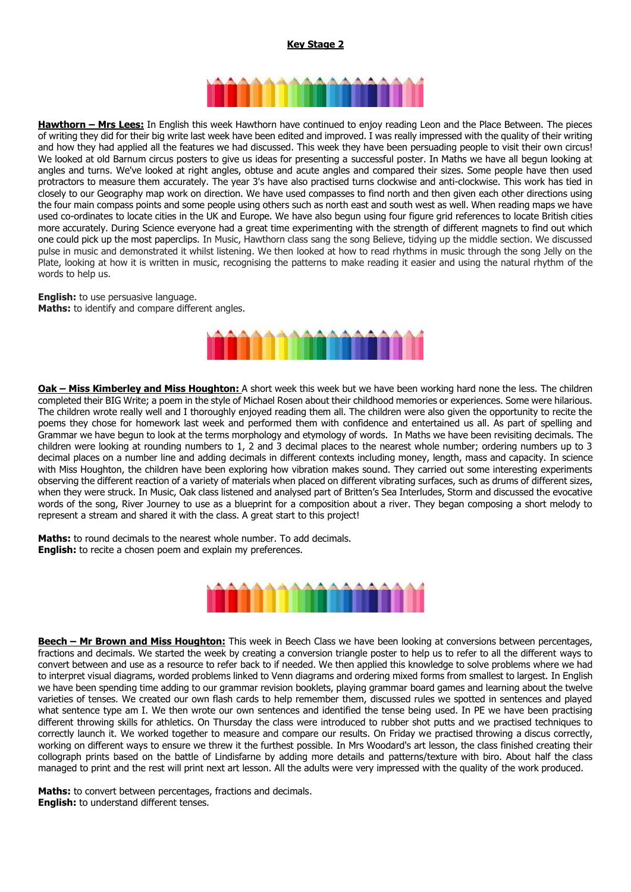## Key Stage 2

**Hawthorn – Mrs Lees:** In English this week Hawthorn have continued to enjoy reading Leon and the Place Between. The pieces of writing they did for their big write last week have been edited and improved. I was really impressed with the quality of their writing and how they had applied all the features we had discussed. This week they have been persuading people to visit their own circus! We looked at old Barnum circus posters to give us ideas for presenting a successful poster. In Maths we have all begun looking at angles and turns. We've looked at right angles, obtuse and acute angles and compared their sizes. Some people have then used protractors to measure them accurately. The year 3's have also practised turns clockwise and anti-clockwise. This work has tied in closely to our Geography map work on direction. We have used compasses to find north and then given each other directions using the four main compass points and some people using others such as north east and south west as well. When reading maps we have used co-ordinates to locate cities in the UK and Europe. We have also begun using four figure grid references to locate British cities more accurately. During Science everyone had a great time experimenting with the strength of different magnets to find out which one could pick up the most paperclips. In Music, Hawthorn class sang the song Believe, tidying up the middle section. We discussed pulse in music and demonstrated it whilst listening. We then looked at how to read rhythms in music through the song Jelly on the Plate, looking at how it is written in music, recognising the patterns to make reading it easier and using the natural rhythm of the words to help us.

**English:** to use persuasive language.
**Maths:** to identify and compare different angles.

**Oak – Miss Kimberley and Miss Houghton:** A short week this week but we have been working hard none the less. The children completed their BIG Write; a poem in the style of Michael Rosen about their childhood memories or experiences. Some were hilarious. The children wrote really well and I thoroughly enjoyed reading them all. The children were also given the opportunity to recite the poems they chose for homework last week and performed them with confidence and entertained us all. As part of spelling and Grammar we have begun to look at the terms morphology and etymology of words. In Maths we have been revisiting decimals. The children were looking at rounding numbers to 1, 2 and 3 decimal places to the nearest whole number; ordering numbers up to 3 decimal places on a number line and adding decimals in different contexts including money, length, mass and capacity. In science with Miss Houghton, the children have been exploring how vibration makes sound. They carried out some interesting experiments observing the different reaction of a variety of materials when placed on different vibrating surfaces, such as drums of different sizes, when they were struck. In Music, Oak class listened and analysed part of Britten's Sea Interludes, Storm and discussed the evocative words of the song, River Journey to use as a blueprint for a composition about a river. They began composing a short melody to represent a stream and shared it with the class. A great start to this project!

**Maths:** to round decimals to the nearest whole number. To add decimals.
**English:** to recite a chosen poem and explain my preferences.

**Beech – Mr Brown and Miss Houghton:** This week in Beech Class we have been looking at conversions between percentages, fractions and decimals. We started the week by creating a conversion triangle poster to help us to refer to all the different ways to convert between and use as a resource to refer back to if needed. We then applied this knowledge to solve problems where we had to interpret visual diagrams, worded problems linked to Venn diagrams and ordering mixed forms from smallest to largest. In English we have been spending time adding to our grammar revision booklets, playing grammar board games and learning about the twelve varieties of tenses. We created our own flash cards to help remember them, discussed rules we spotted in sentences and played what sentence type am I. We then wrote our own sentences and identified the tense being used. In PE we have been practising different throwing skills for athletics. On Thursday the class were introduced to rubber shot putts and we practised techniques to correctly launch it. We worked together to measure and compare our results. On Friday we practised throwing a discus correctly, working on different ways to ensure we threw it the furthest possible. In Mrs Woodard's art lesson, the class finished creating their collograph prints based on the battle of Lindisfarne by adding more details and patterns/texture with biro. About half the class managed to print and the rest will print next art lesson. All the adults were very impressed with the quality of the work produced.

**Maths:** to convert between percentages, fractions and decimals.
**English:** to understand different tenses.